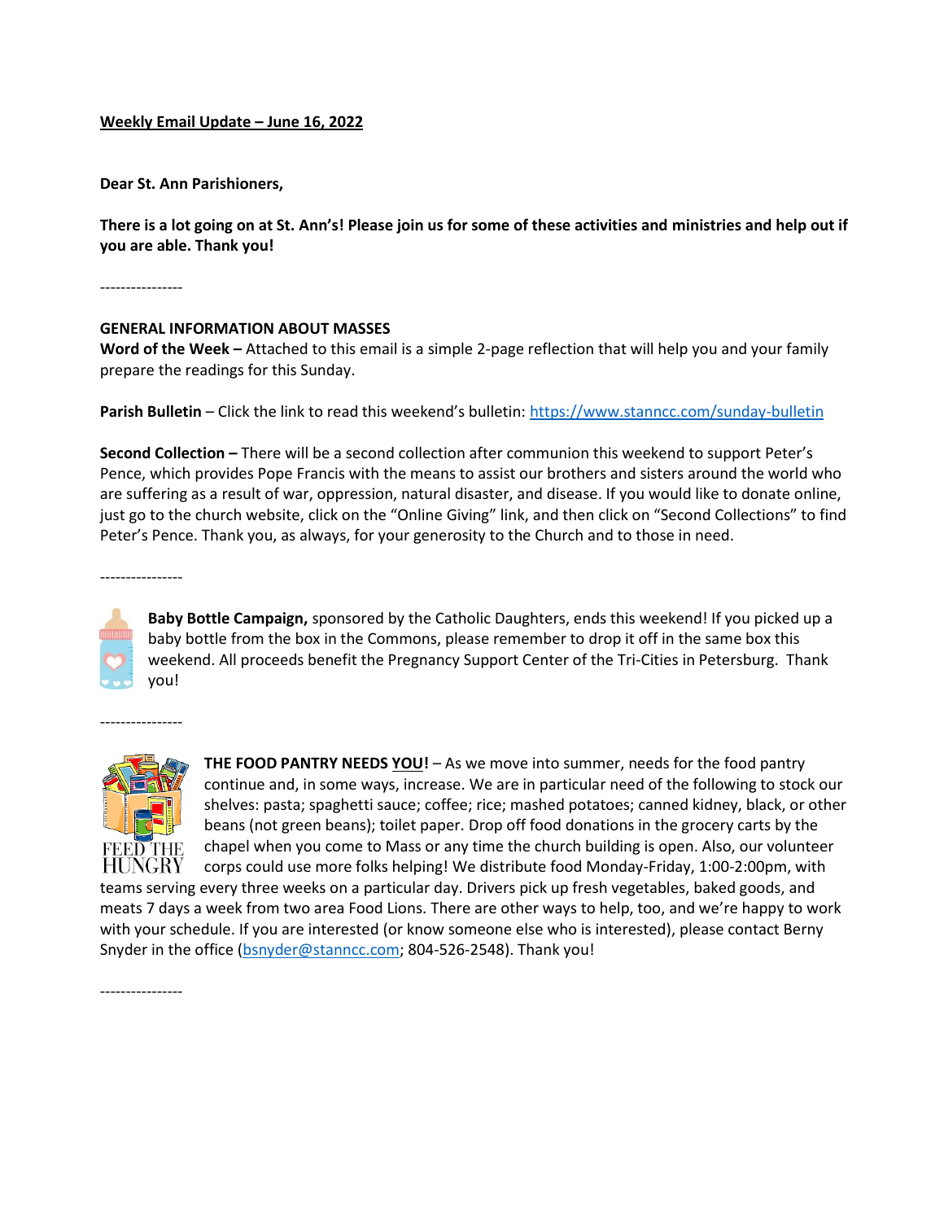**Weekly Email Update – June 16, 2022**

**Dear St. Ann Parishioners,**

**There is a lot going on at St. Ann's! Please join us for some of these activities and ministries and help out if you are able. Thank you!**

----------------

**GENERAL INFORMATION ABOUT MASSES**

**Word of the Week –** Attached to this email is a simple 2-page reflection that will help you and your family prepare the readings for this Sunday.

**Parish Bulletin** – Click the link to read this weekend's bulletin: https://www.stanncc.com/sunday-bulletin

**Second Collection –** There will be a second collection after communion this weekend to support Peter's Pence, which provides Pope Francis with the means to assist our brothers and sisters around the world who are suffering as a result of war, oppression, natural disaster, and disease. If you would like to donate online, just go to the church website, click on the "Online Giving" link, and then click on "Second Collections" to find Peter's Pence. Thank you, as always, for your generosity to the Church and to those in need.

----------------

**Baby Bottle Campaign,** sponsored by the Catholic Daughters, ends this weekend! If you picked up a baby bottle from the box in the Commons, please remember to drop it off in the same box this weekend. All proceeds benefit the Pregnancy Support Center of the Tri-Cities in Petersburg. Thank you!

----------------

FEED THE HUNGRY

**THE FOOD PANTRY NEEDS YOU!** – As we move into summer, needs for the food pantry continue and, in some ways, increase. We are in particular need of the following to stock our shelves: pasta; spaghetti sauce; coffee; rice; mashed potatoes; canned kidney, black, or other beans (not green beans); toilet paper. Drop off food donations in the grocery carts by the chapel when you come to Mass or any time the church building is open. Also, our volunteer corps could use more folks helping! We distribute food Monday-Friday, 1:00-2:00pm, with teams serving every three weeks on a particular day. Drivers pick up fresh vegetables, baked goods, and meats 7 days a week from two area Food Lions. There are other ways to help, too, and we're happy to work with your schedule. If you are interested (or know someone else who is interested), please contact Berny Snyder in the office (bsnyder@stanncc.com; 804-526-2548). Thank you!

----------------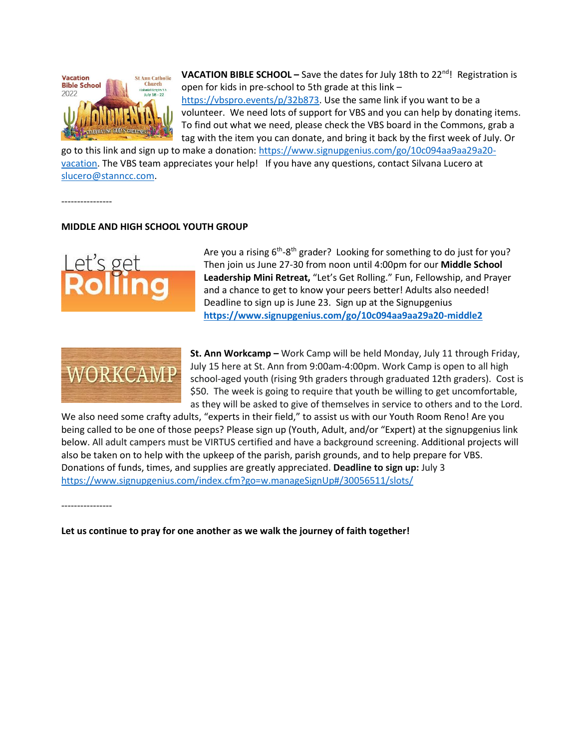**VACATION BIBLE SCHOOL –** Save the dates for July 18th to 22nd! Registration is open for kids in pre-school to 5th grade at this link – https://vbspro.events/p/32b873. Use the same link if you want to be a volunteer. We need lots of support for VBS and you can help by donating items. To find out what we need, please check the VBS board in the Commons, grab a tag with the item you can donate, and bring it back by the first week of July. Or go to this link and sign up to make a donation: https://www.signupgenius.com/go/10c094aa9aa29a20-vacation. The VBS team appreciates your help! If you have any questions, contact Silvana Lucero at slucero@stanncc.com.

----------------

**MIDDLE AND HIGH SCHOOL YOUTH GROUP**

Are you a rising 6th-8th grader? Looking for something to do just for you? Then join us June 27-30 from noon until 4:00pm for our **Middle School Leadership Mini Retreat,** "Let's Get Rolling." Fun, Fellowship, and Prayer and a chance to get to know your peers better! Adults also needed! Deadline to sign up is June 23. Sign up at the Signupgenius **https://www.signupgenius.com/go/10c094aa9aa29a20-middle2**

**St. Ann Workcamp –** Work Camp will be held Monday, July 11 through Friday, July 15 here at St. Ann from 9:00am-4:00pm. Work Camp is open to all high school-aged youth (rising 9th graders through graduated 12th graders). Cost is $50. The week is going to require that youth be willing to get uncomfortable, as they will be asked to give of themselves in service to others and to the Lord. We also need some crafty adults, "experts in their field," to assist us with our Youth Room Reno! Are you being called to be one of those peeps? Please sign up (Youth, Adult, and/or "Expert) at the signupgenius link below. All adult campers must be VIRTUS certified and have a background screening. Additional projects will also be taken on to help with the upkeep of the parish, parish grounds, and to help prepare for VBS. Donations of funds, times, and supplies are greatly appreciated. **Deadline to sign up:** July 3 https://www.signupgenius.com/index.cfm?go=w.manageSignUp#/30056511/slots/

----------------

**Let us continue to pray for one another as we walk the journey of faith together!**